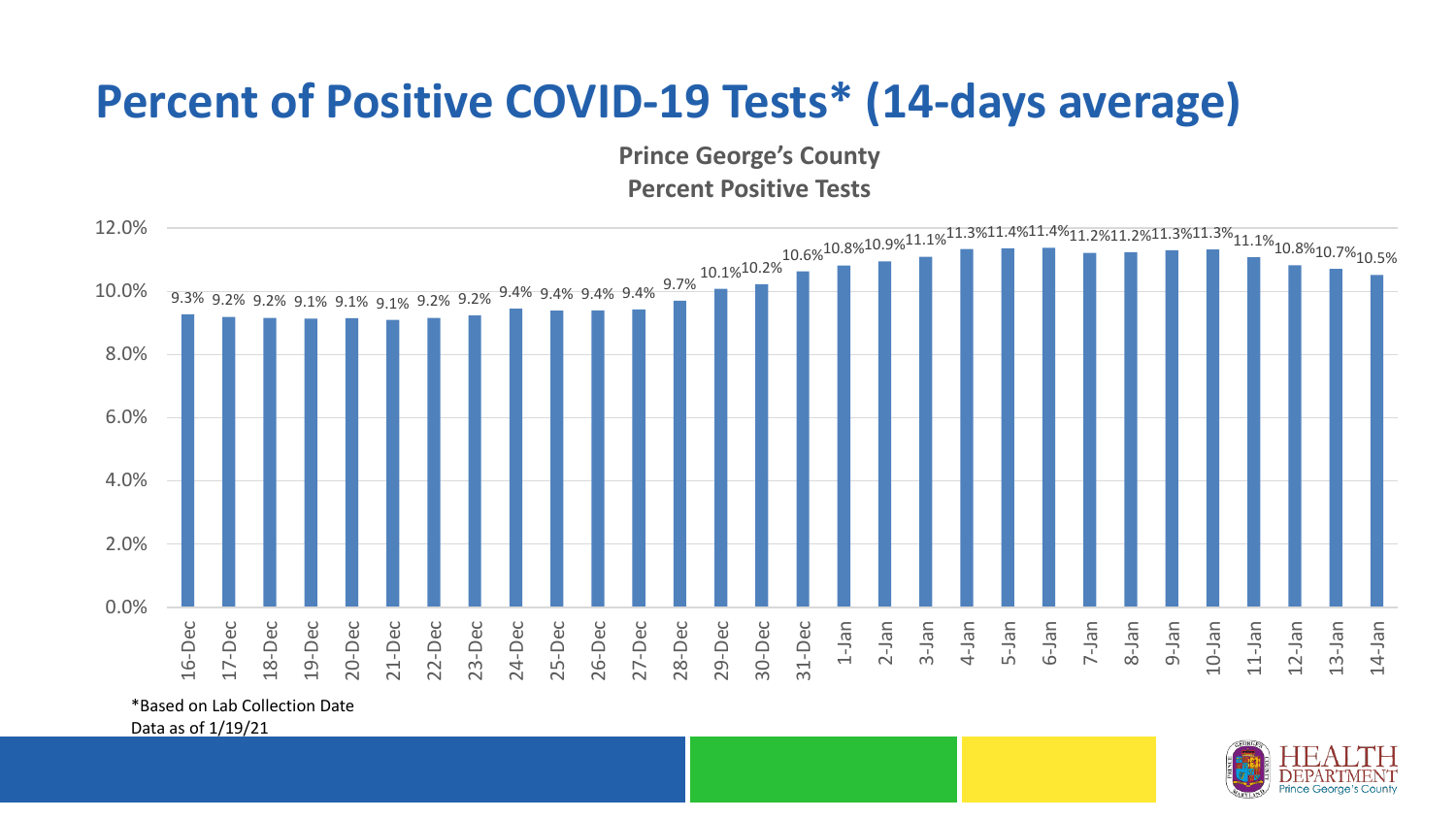# Percent of Positive COVID-19 Tests* (14-days average)

**Prince George's County**
**Percent Positive Tests**

| Date | Percent Positive |
|---|---|
| 16-Dec | 9.3% |
| 17-Dec | 9.2% |
| 18-Dec | 9.2% |
| 19-Dec | 9.1% |
| 20-Dec | 9.1% |
| 21-Dec | 9.1% |
| 22-Dec | 9.2% |
| 23-Dec | 9.2% |
| 24-Dec | 9.4% |
| 25-Dec | 9.4% |
| 26-Dec | 9.4% |
| 27-Dec | 9.4% |
| 28-Dec | 9.7% |
| 29-Dec | 10.1% |
| 30-Dec | 10.2% |
| 31-Dec | 10.6% |
| 1-Jan | 10.8% |
| 2-Jan | 10.9% |
| 3-Jan | 11.1% |
| 4-Jan | 11.3% |
| 5-Jan | 11.4% |
| 6-Jan | 11.4% |
| 7-Jan | 11.2% |
| 8-Jan | 11.2% |
| 9-Jan | 11.3% |
| 10-Jan | 11.3% |
| 11-Jan | 11.1% |
| 12-Jan | 10.8% |
| 13-Jan | 10.7% |
| 14-Jan | 10.5% |

*Based on Lab Collection Date
Data as of 1/19/21

HEALTH DEPARTMENT Prince George's County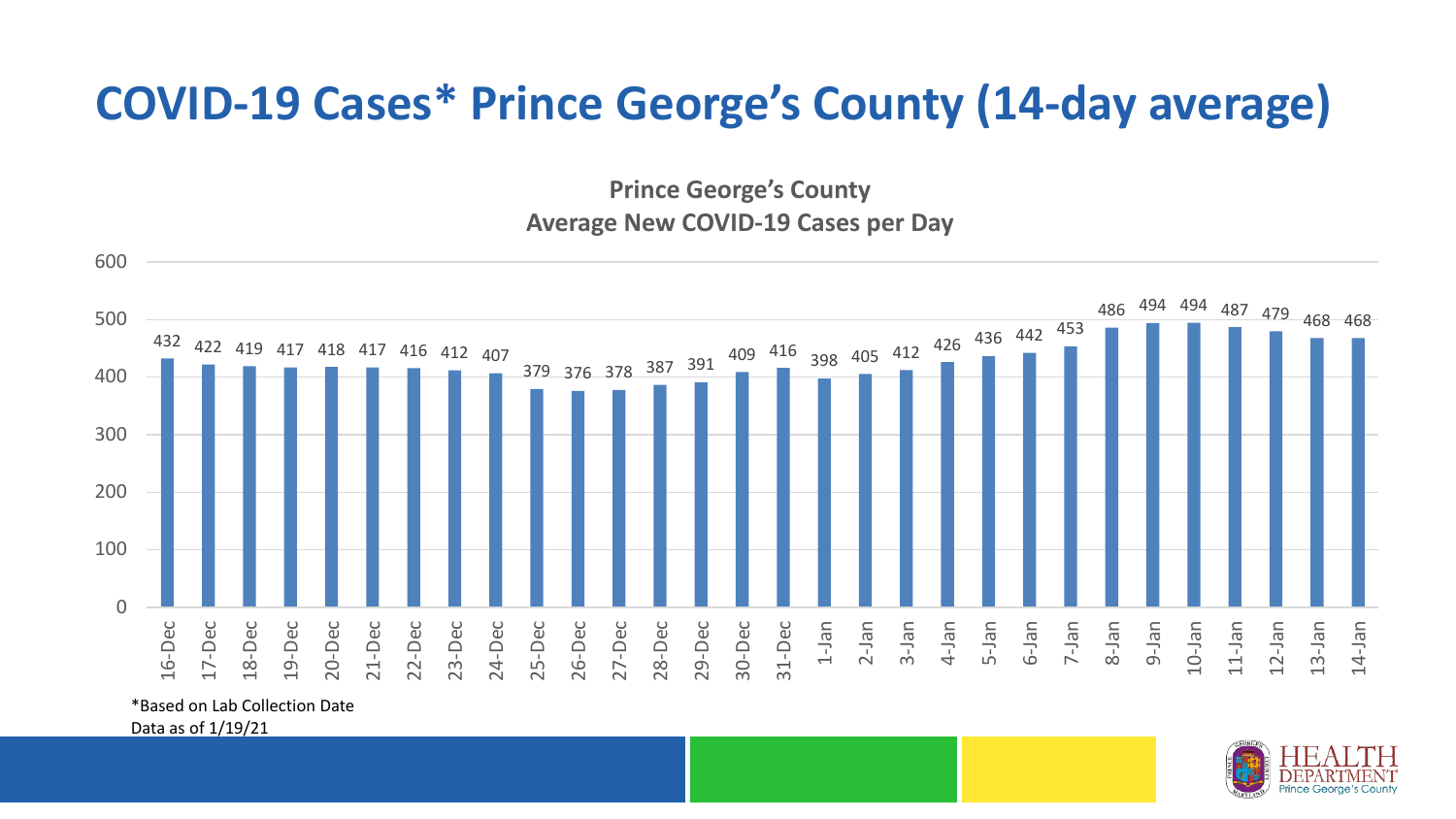# COVID-19 Cases* Prince George's County (14-day average)

**Prince George's County**
**Average New COVID-19 Cases per Day**

| Date | Average New Cases per Day |
|---|---|
| 16-Dec | 432 |
| 17-Dec | 422 |
| 18-Dec | 419 |
| 19-Dec | 417 |
| 20-Dec | 418 |
| 21-Dec | 417 |
| 22-Dec | 416 |
| 23-Dec | 412 |
| 24-Dec | 407 |
| 25-Dec | 379 |
| 26-Dec | 376 |
| 27-Dec | 378 |
| 28-Dec | 387 |
| 29-Dec | 391 |
| 30-Dec | 409 |
| 31-Dec | 416 |
| 1-Jan | 398 |
| 2-Jan | 405 |
| 3-Jan | 412 |
| 4-Jan | 426 |
| 5-Jan | 436 |
| 6-Jan | 442 |
| 7-Jan | 453 |
| 8-Jan | 486 |
| 9-Jan | 494 |
| 10-Jan | 494 |
| 11-Jan | 487 |
| 12-Jan | 479 |
| 13-Jan | 468 |
| 14-Jan | 468 |

*Based on Lab Collection Date
Data as of 1/19/21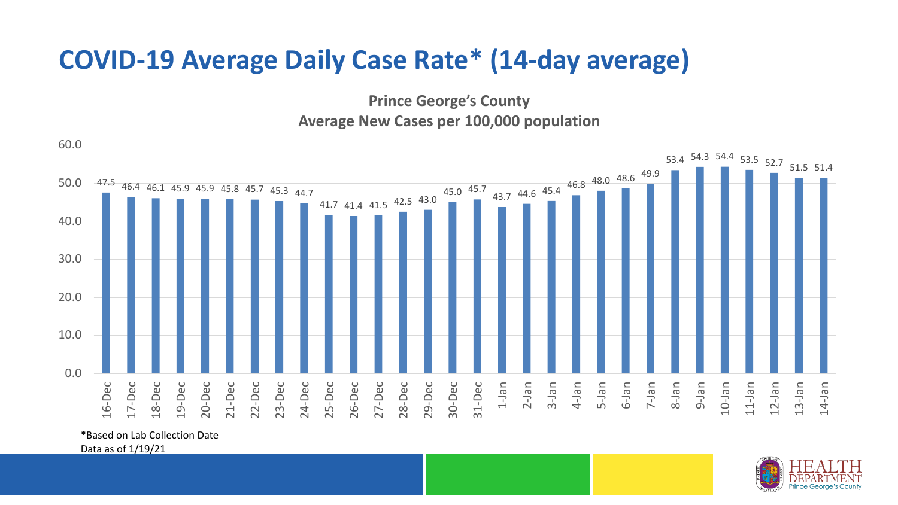# COVID-19 Average Daily Case Rate* (14-day average)

Prince George's County
Average New Cases per 100,000 population

60.0
50.0
40.0
30.0
20.0
10.0
0.0

47.5 46.4 46.1 45.9 45.9 45.8 45.7 45.3 44.7 41.7 41.4 41.5 42.5 43.0 45.0 45.7 43.7 44.6 45.4 46.8 48.0 48.6 49.9 53.4 54.3 54.4 53.5 52.7 51.5 51.4

16-Dec 17-Dec 18-Dec 19-Dec 20-Dec 21-Dec 22-Dec 23-Dec 24-Dec 25-Dec 26-Dec 27-Dec 28-Dec 29-Dec 30-Dec 31-Dec 1-Jan 2-Jan 3-Jan 4-Jan 5-Jan 6-Jan 7-Jan 8-Jan 9-Jan 10-Jan 11-Jan 12-Jan 13-Jan 14-Jan

*Based on Lab Collection Date
Data as of 1/19/21

HEALTH DEPARTMENT Prince George's County